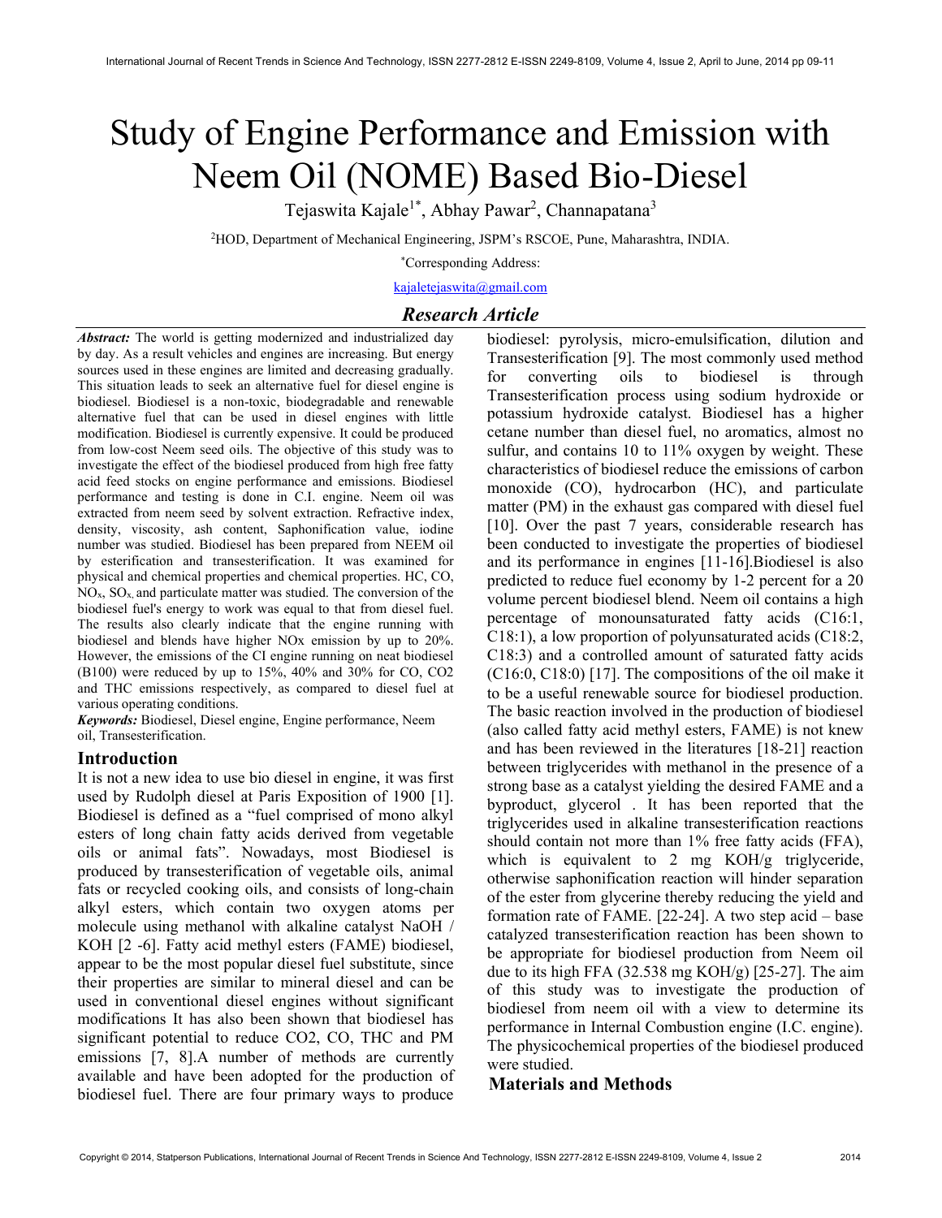# Study of Engine Performance and Emission with Neem Oil (NOME) Based Bio-Diesel

Tejaswita Kajale[1*], Abhay Pawar[2], Channapatana[3]

[2]HOD, Department of Mechanical Engineering, JSPM's RSCOE, Pune, Maharashtra, INDIA.

[*]Corresponding Address:

kajaletejaswita@gmail.com

## *Research Article*

***Abstract:*** The world is getting modernized and industrialized day by day. As a result vehicles and engines are increasing. But energy sources used in these engines are limited and decreasing gradually. This situation leads to seek an alternative fuel for diesel engine is biodiesel. Biodiesel is a non-toxic, biodegradable and renewable alternative fuel that can be used in diesel engines with little modification. Biodiesel is currently expensive. It could be produced from low-cost Neem seed oils. The objective of this study was to investigate the effect of the biodiesel produced from high free fatty acid feed stocks on engine performance and emissions. Biodiesel performance and testing is done in C.I. engine. Neem oil was extracted from neem seed by solvent extraction. Refractive index, density, viscosity, ash content, Saphonification value, iodine number was studied. Biodiesel has been prepared from NEEM oil by esterification and transesterification. It was examined for physical and chemical properties. HC, CO, $NO_x$, $SO_x$, and particulate matter was studied. The conversion of the biodiesel fuel's energy to work was equal to that from diesel fuel. The results also clearly indicate that the engine running with biodiesel and blends have higher NOx emission by up to 20%. However, the emissions of the CI engine running on neat biodiesel (B100) were reduced by up to 15%, 40% and 30% for CO, CO2 and THC emissions respectively, as compared to diesel fuel at various operating conditions.

***Keywords:*** Biodiesel, Diesel engine, Engine performance, Neem oil, Transesterification.

## Introduction

It is not a new idea to use bio diesel in engine, it was first used by Rudolph diesel at Paris Exposition of 1900 [1]. Biodiesel is defined as a "fuel comprised of mono alkyl esters of long chain fatty acids derived from vegetable oils or animal fats". Nowadays, most Biodiesel is produced by transesterification of vegetable oils, animal fats or recycled cooking oils, and consists of long-chain alkyl esters, which contain two oxygen atoms per molecule using methanol with alkaline catalyst NaOH / KOH [2 -6]. Fatty acid methyl esters (FAME) biodiesel, appear to be the most popular diesel fuel substitute, since their properties are similar to mineral diesel and can be used in conventional diesel engines without significant modifications It has also been shown that biodiesel has significant potential to reduce CO2, CO, THC and PM emissions [7, 8].A number of methods are currently available and have been adopted for the production of biodiesel fuel. There are four primary ways to produce biodiesel: pyrolysis, micro-emulsification, dilution and Transesterification [9]. The most commonly used method for converting oils to biodiesel is through Transesterification process using sodium hydroxide or potassium hydroxide catalyst. Biodiesel has a higher cetane number than diesel fuel, no aromatics, almost no sulfur, and contains 10 to 11% oxygen by weight. These characteristics of biodiesel reduce the emissions of carbon monoxide (CO), hydrocarbon (HC), and particulate matter (PM) in the exhaust gas compared with diesel fuel [10]. Over the past 7 years, considerable research has been conducted to investigate the properties of biodiesel and its performance in engines [11-16].Biodiesel is also predicted to reduce fuel economy by 1-2 percent for a 20 volume percent biodiesel blend. Neem oil contains a high percentage of monounsaturated fatty acids (C16:1, C18:1), a low proportion of polyunsaturated acids (C18:2, C18:3) and a controlled amount of saturated fatty acids (C16:0, C18:0) [17]. The compositions of the oil make it to be a useful renewable source for biodiesel production. The basic reaction involved in the production of biodiesel (also called fatty acid methyl esters, FAME) is not knew and has been reviewed in the literatures [18-21] reaction between triglycerides with methanol in the presence of a strong base as a catalyst yielding the desired FAME and a byproduct, glycerol . It has been reported that the triglycerides used in alkaline transesterification reactions should contain not more than 1% free fatty acids (FFA), which is equivalent to 2 mg KOH/g triglyceride, otherwise saponification reaction will hinder separation of the ester from glycerine thereby reducing the yield and formation rate of FAME. [22-24]. A two step acid – base catalyzed transesterification reaction has been shown to be appropriate for biodiesel production from Neem oil due to its high FFA (32.538 mg KOH/g) [25-27]. The aim of this study was to investigate the production of biodiesel from neem oil with a view to determine its performance in Internal Combustion engine (I.C. engine). The physicochemical properties of the biodiesel produced were studied.

## Materials and Methods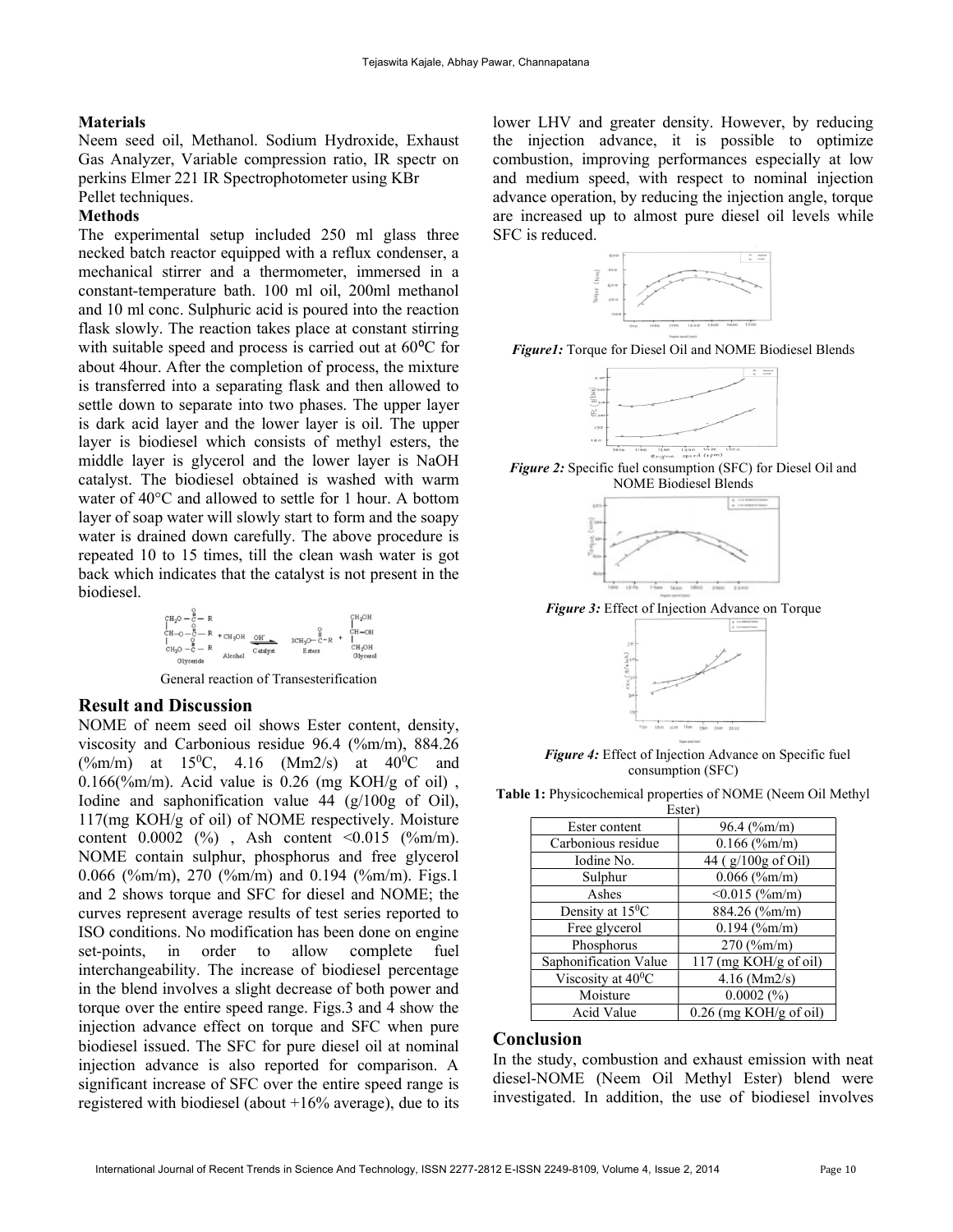**Materials**

Neem seed oil, Methanol. Sodium Hydroxide, Exhaust Gas Analyzer, Variable compression ratio, IR spectr on perkins Elmer 221 IR Spectrophotometer using KBr Pellet techniques.

**Methods**

The experimental setup included 250 ml glass three necked batch reactor equipped with a reflux condenser, a mechanical stirrer and a thermometer, immersed in a constant-temperature bath. 100 ml oil, 200ml methanol and 10 ml conc. Sulphuric acid is poured into the reaction flask slowly. The reaction takes place at constant stirring with suitable speed and process is carried out at 60ºC for about 4hour. After the completion of process, the mixture is transferred into a separating flask and then allowed to settle down to separate into two phases. The upper layer is dark acid layer and the lower layer is oil. The upper layer is biodiesel which consists of methyl esters, the middle layer is glycerol and the lower layer is NaOH catalyst. The biodiesel obtained is washed with warm water of 40°C and allowed to settle for 1 hour. A bottom layer of soap water will slowly start to form and the soapy water is drained down carefully. The above procedure is repeated 10 to 15 times, till the clean wash water is got back which indicates that the catalyst is not present in the biodiesel.

General reaction of Transesterification

## Result and Discussion

NOME of neem seed oil shows Ester content, density, viscosity and Carbonious residue 96.4 (%m/m), 884.26 (%m/m) at 15$^0$C, 4.16 (Mm2/s) at 40$^0$C and 0.166(%m/m). Acid value is 0.26 (mg KOH/g of oil) , Iodine and saphonification value 44 (g/100g of Oil), 117(mg KOH/g of oil) of NOME respectively. Moisture content 0.0002 (%) , Ash content <0.015 (%m/m). NOME contain sulphur, phosphorus and free glycerol 0.066 (%m/m), 270 (%m/m) and 0.194 (%m/m). Figs.1 and 2 shows torque and SFC for diesel and NOME; the curves represent average results of test series reported to ISO conditions. No modification has been done on engine set-points, in order to allow complete fuel interchangeability. The increase of biodiesel percentage in the blend involves a slight decrease of both power and torque over the entire speed range. Figs.3 and 4 show the injection advance effect on torque and SFC when pure biodiesel issued. The SFC for pure diesel oil at nominal injection advance is also reported for comparison. A significant increase of SFC over the entire speed range is registered with biodiesel (about +16% average), due to its lower LHV and greater density. However, by reducing the injection advance, it is possible to optimize combustion, improving performances especially at low and medium speed, with respect to nominal injection advance operation, by reducing the injection angle, torque are increased up to almost pure diesel oil levels while SFC is reduced.

***Figure1:*** Torque for Diesel Oil and NOME Biodiesel Blends

***Figure 2:*** Specific fuel consumption (SFC) for Diesel Oil and NOME Biodiesel Blends

***Figure 3:*** Effect of Injection Advance on Torque

***Figure 4:*** Effect of Injection Advance on Specific fuel consumption (SFC)

**Table 1:** Physicochemical properties of NOME (Neem Oil Methyl Ester)

| | |
|---|---|
| Ester content | 96.4 (%m/m) |
| Carbonious residue | 0.166 (%m/m) |
| Iodine No. | 44 ( g/100g of Oil) |
| Sulphur | 0.066 (%m/m) |
| Ashes | <0.015 (%m/m) |
| Density at 15$^0$C | 884.26 (%m/m) |
| Free glycerol | 0.194 (%m/m) |
| Phosphorus | 270 (%m/m) |
| Saphonification Value | 117 (mg KOH/g of oil) |
| Viscosity at 40$^0$C | 4.16 (Mm2/s) |
| Moisture | 0.0002 (%) |
| Acid Value | 0.26 (mg KOH/g of oil) |

## Conclusion

In the study, combustion and exhaust emission with neat diesel-NOME (Neem Oil Methyl Ester) blend were investigated. In addition, the use of biodiesel involves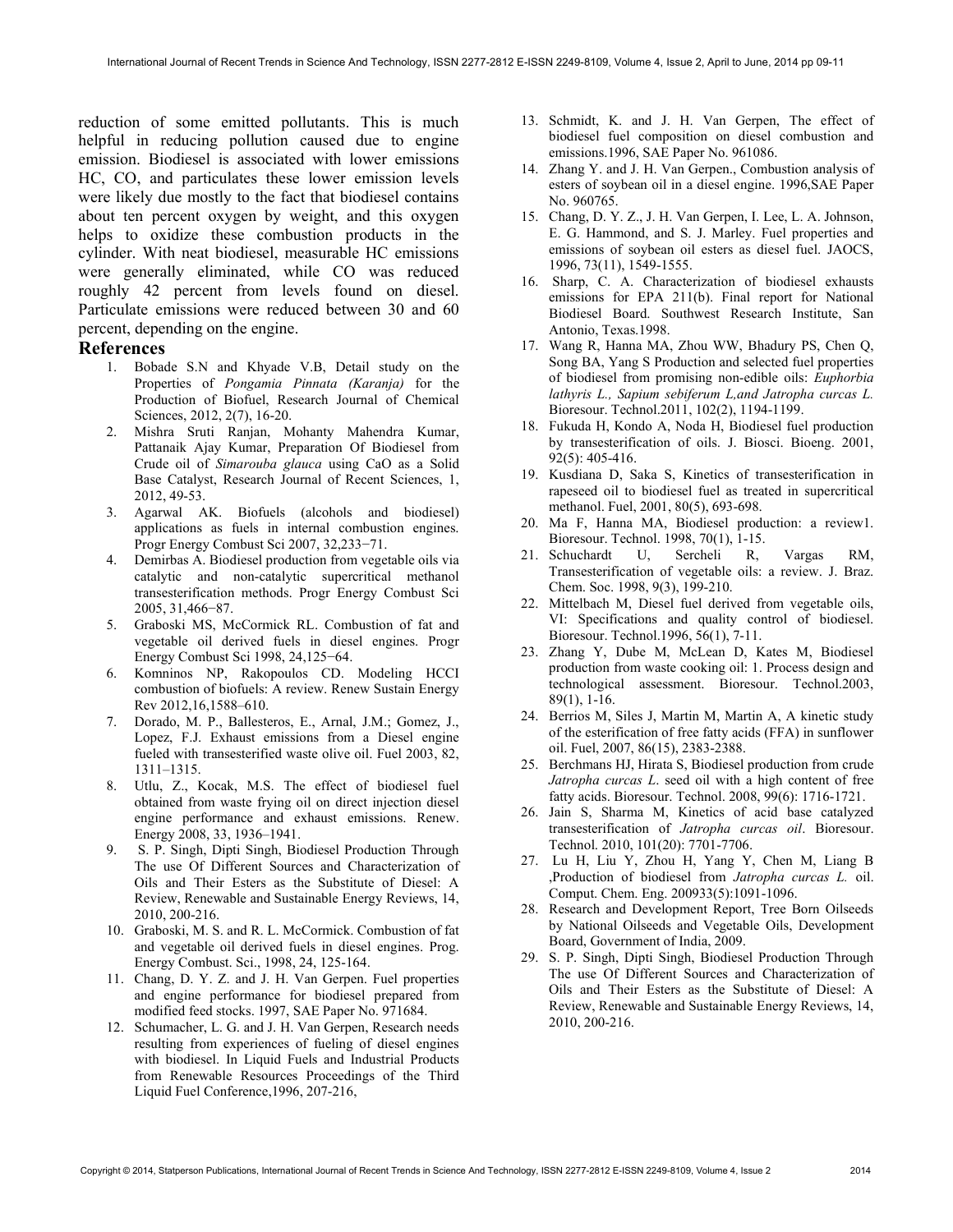reduction of some emitted pollutants. This is much helpful in reducing pollution caused due to engine emission. Biodiesel is associated with lower emissions HC, CO, and particulates these lower emission levels were likely due mostly to the fact that biodiesel contains about ten percent oxygen by weight, and this oxygen helps to oxidize these combustion products in the cylinder. With neat biodiesel, measurable HC emissions were generally eliminated, while CO was reduced roughly 42 percent from levels found on diesel. Particulate emissions were reduced between 30 and 60 percent, depending on the engine.

## References

1. Bobade S.N and Khyade V.B, Detail study on the Properties of *Pongamia Pinnata (Karanja)* for the Production of Biofuel, Research Journal of Chemical Sciences, 2012, 2(7), 16-20.
2. Mishra Sruti Ranjan, Mohanty Mahendra Kumar, Pattanaik Ajay Kumar, Preparation Of Biodiesel from Crude oil of *Simarouba glauca* using CaO as a Solid Base Catalyst, Research Journal of Recent Sciences, 1, 2012, 49-53.
3. Agarwal AK. Biofuels (alcohols and biodiesel) applications as fuels in internal combustion engines. Progr Energy Combust Sci 2007, 32,233−71.
4. Demirbas A. Biodiesel production from vegetable oils via catalytic and non-catalytic supercritical methanol transesterification methods. Progr Energy Combust Sci 2005, 31,466−87.
5. Graboski MS, McCormick RL. Combustion of fat and vegetable oil derived fuels in diesel engines. Progr Energy Combust Sci 1998, 24,125−64.
6. Komninos NP, Rakopoulos CD. Modeling HCCI combustion of biofuels: A review. Renew Sustain Energy Rev 2012,16,1588–610.
7. Dorado, M. P., Ballesteros, E., Arnal, J.M.; Gomez, J., Lopez, F.J. Exhaust emissions from a Diesel engine fueled with transesterified waste olive oil. Fuel 2003, 82, 1311–1315.
8. Utlu, Z., Kocak, M.S. The effect of biodiesel fuel obtained from waste frying oil on direct injection diesel engine performance and exhaust emissions. Renew. Energy 2008, 33, 1936–1941.
9. S. P. Singh, Dipti Singh, Biodiesel Production Through The use Of Different Sources and Characterization of Oils and Their Esters as the Substitute of Diesel: A Review, Renewable and Sustainable Energy Reviews, 14, 2010, 200-216.
10. Graboski, M. S. and R. L. McCormick. Combustion of fat and vegetable oil derived fuels in diesel engines. Prog. Energy Combust. Sci., 1998, 24, 125-164.
11. Chang, D. Y. Z. and J. H. Van Gerpen. Fuel properties and engine performance for biodiesel prepared from modified feed stocks. 1997, SAE Paper No. 971684.
12. Schumacher, L. G. and J. H. Van Gerpen, Research needs resulting from experiences of fueling of diesel engines with biodiesel. In Liquid Fuels and Industrial Products from Renewable Resources Proceedings of the Third Liquid Fuel Conference,1996, 207-216,
13. Schmidt, K. and J. H. Van Gerpen, The effect of biodiesel fuel composition on diesel combustion and emissions.1996, SAE Paper No. 961086.
14. Zhang Y. and J. H. Van Gerpen., Combustion analysis of esters of soybean oil in a diesel engine. 1996,SAE Paper No. 960765.
15. Chang, D. Y. Z., J. H. Van Gerpen, I. Lee, L. A. Johnson, E. G. Hammond, and S. J. Marley. Fuel properties and emissions of soybean oil esters as diesel fuel. JAOCS, 1996, 73(11), 1549-1555.
16. Sharp, C. A. Characterization of biodiesel exhausts emissions for EPA 211(b). Final report for National Biodiesel Board. Southwest Research Institute, San Antonio, Texas.1998.
17. Wang R, Hanna MA, Zhou WW, Bhadury PS, Chen Q, Song BA, Yang S Production and selected fuel properties of biodiesel from promising non-edible oils: *Euphorbia lathyris L., Sapium sebiferum L,and Jatropha curcas L.* Bioresour. Technol.2011, 102(2), 1194-1199.
18. Fukuda H, Kondo A, Noda H, Biodiesel fuel production by transesterification of oils. J. Biosci. Bioeng. 2001, 92(5): 405-416.
19. Kusdiana D, Saka S, Kinetics of transesterification in rapeseed oil to biodiesel fuel as treated in supercritical methanol. Fuel, 2001, 80(5), 693-698.
20. Ma F, Hanna MA, Biodiesel production: a review1. Bioresour. Technol. 1998, 70(1), 1-15.
21. Schuchardt U, Sercheli R, Vargas RM, Transesterification of vegetable oils: a review. J. Braz. Chem. Soc. 1998, 9(3), 199-210.
22. Mittelbach M, Diesel fuel derived from vegetable oils, VI: Specifications and quality control of biodiesel. Bioresour. Technol.1996, 56(1), 7-11.
23. Zhang Y, Dube M, McLean D, Kates M, Biodiesel production from waste cooking oil: 1. Process design and technological assessment. Bioresour. Technol.2003, 89(1), 1-16.
24. Berrios M, Siles J, Martin M, Martin A, A kinetic study of the esterification of free fatty acids (FFA) in sunflower oil. Fuel, 2007, 86(15), 2383-2388.
25. Berchmans HJ, Hirata S, Biodiesel production from crude *Jatropha curcas L.* seed oil with a high content of free fatty acids. Bioresour. Technol. 2008, 99(6): 1716-1721.
26. Jain S, Sharma M, Kinetics of acid base catalyzed transesterification of *Jatropha curcas oil*. Bioresour. Technol. 2010, 101(20): 7701-7706.
27. Lu H, Liu Y, Zhou H, Yang Y, Chen M, Liang B ,Production of biodiesel from *Jatropha curcas L.* oil. Comput. Chem. Eng. 200933(5):1091-1096.
28. Research and Development Report, Tree Born Oilseeds by National Oilseeds and Vegetable Oils, Development Board, Government of India, 2009.
29. S. P. Singh, Dipti Singh, Biodiesel Production Through The use Of Different Sources and Characterization of Oils and Their Esters as the Substitute of Diesel: A Review, Renewable and Sustainable Energy Reviews, 14, 2010, 200-216.